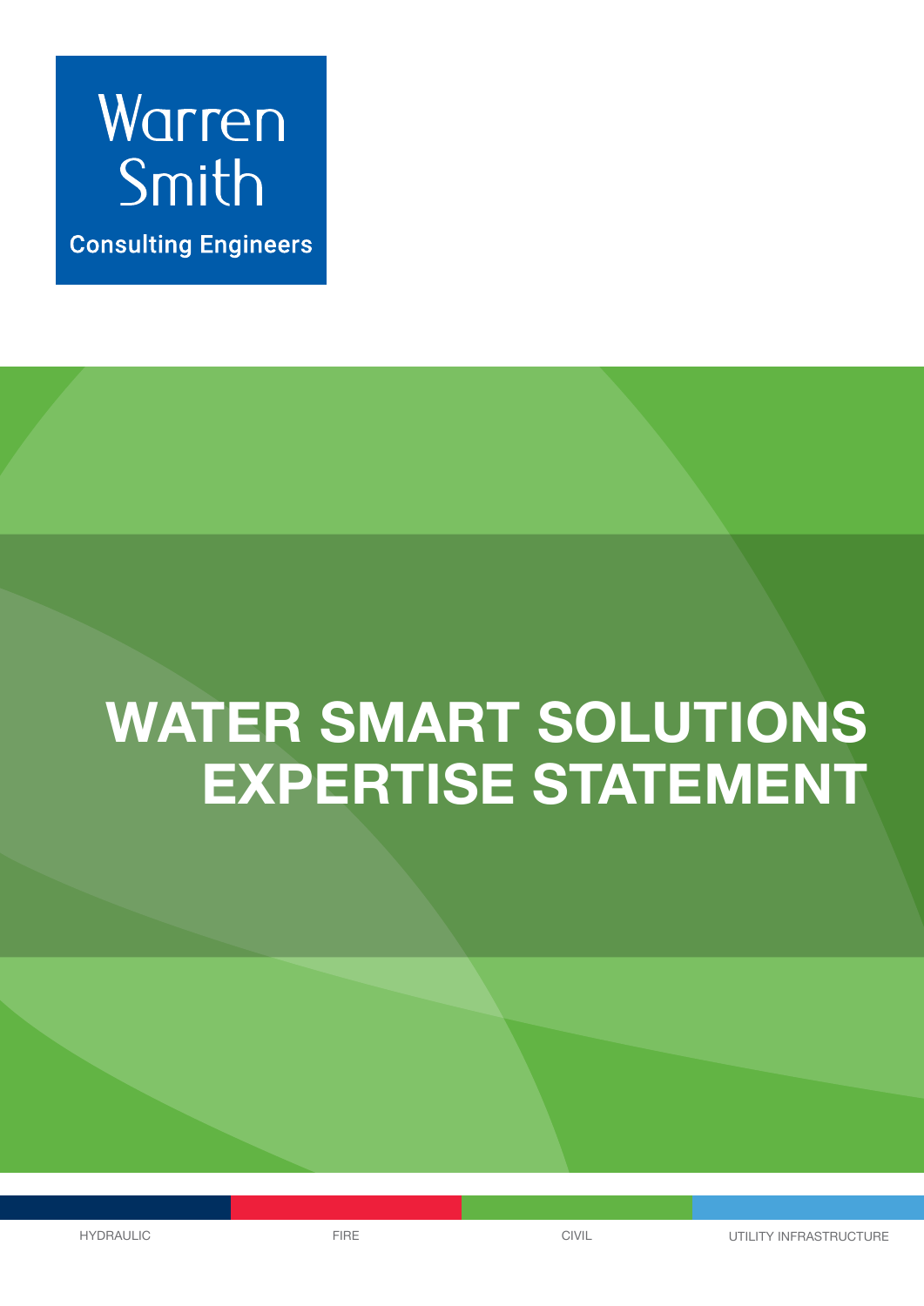Warren Smith

Consulting Engineers

# WATER SMART SOLUTIONS EXPERTISE STATEMENT

HYDRAULIC FIRE CIVIL UTILITY INFRASTRUCTURE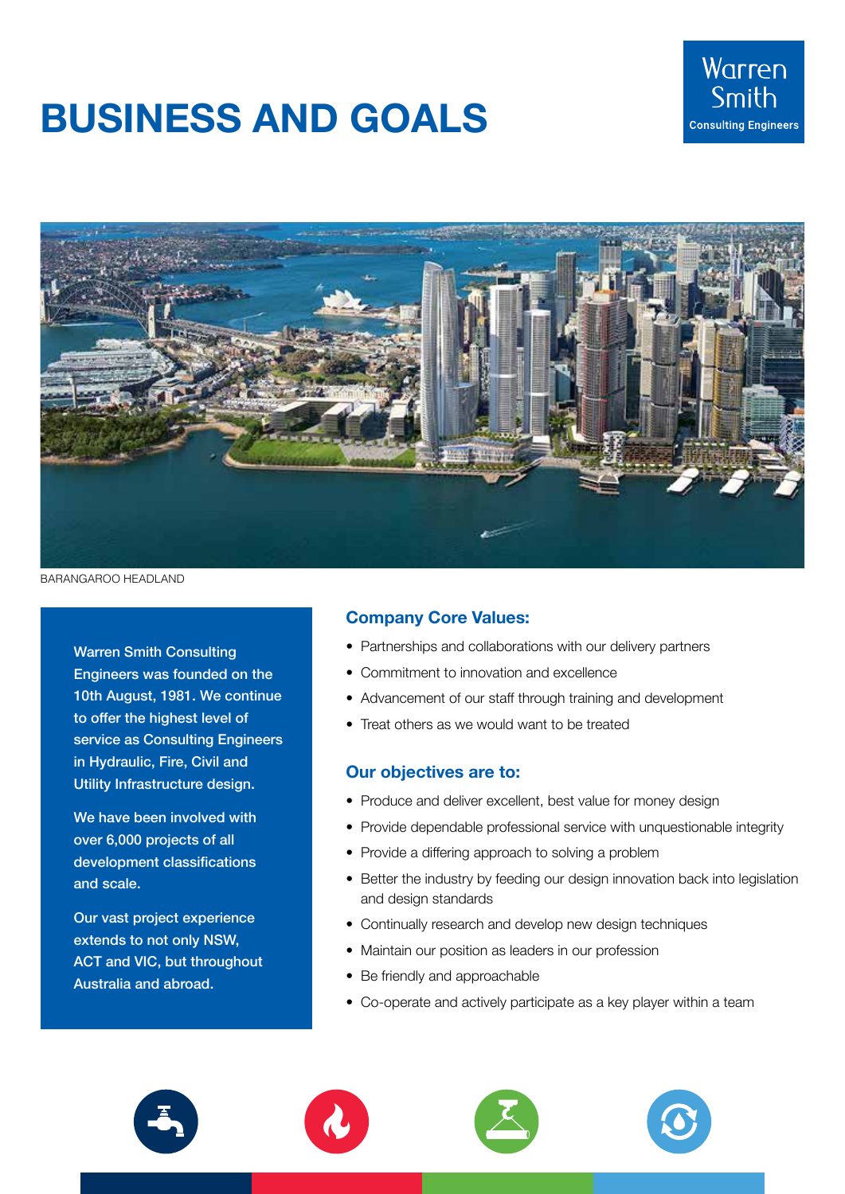# BUSINESS AND GOALS

Warren Smith Consulting Engineers

BARANGAROO HEADLAND

**Warren Smith Consulting Engineers was founded on the 10th August, 1981. We continue to offer the highest level of service as Consulting Engineers in Hydraulic, Fire, Civil and Utility Infrastructure design.**

**We have been involved with over 6,000 projects of all development classifications and scale.**

**Our vast project experience extends to not only NSW, ACT and VIC, but throughout Australia and abroad.**

## Company Core Values:

- Partnerships and collaborations with our delivery partners
- Commitment to innovation and excellence
- Advancement of our staff through training and development
- Treat others as we would want to be treated

## Our objectives are to:

- Produce and deliver excellent, best value for money design
- Provide dependable professional service with unquestionable integrity
- Provide a differing approach to solving a problem
- Better the industry by feeding our design innovation back into legislation and design standards
- Continually research and develop new design techniques
- Maintain our position as leaders in our profession
- Be friendly and approachable
- Co-operate and actively participate as a key player within a team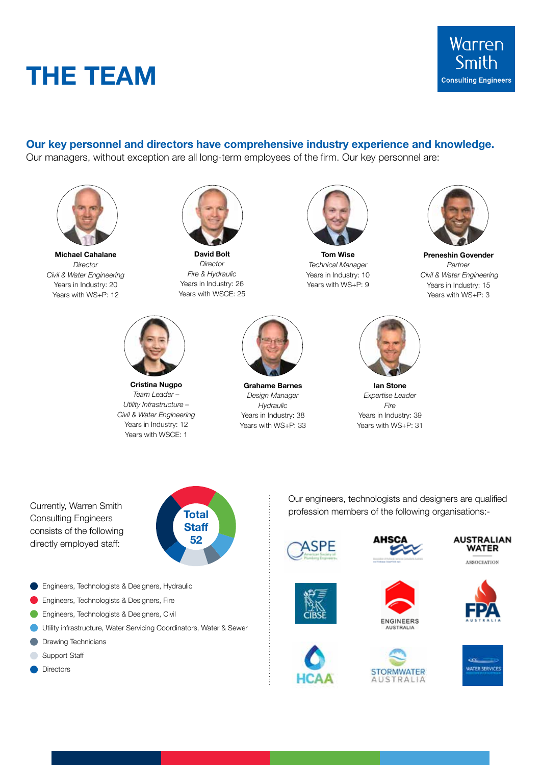# THE TEAM

Warren Smith Consulting Engineers

**Our key personnel and directors have comprehensive industry experience and knowledge.**
Our managers, without exception are all long-term employees of the firm. Our key personnel are:

**Michael Cahalane**
*Director*
*Civil & Water Engineering*
Years in Industry: 20
Years with WS+P: 12

**David Bolt**
*Director*
*Fire & Hydraulic*
Years in Industry: 26
Years with WSCE: 25

**Tom Wise**
*Technical Manager*
Years in Industry: 10
Years with WS+P: 9

**Preneshin Govender**
*Partner*
*Civil & Water Engineering*
Years in Industry: 15
Years with WS+P: 3

**Cristina Nugpo**
*Team Leader – Utility Infrastructure – Civil & Water Engineering*
Years in Industry: 12
Years with WSCE: 1

**Grahame Barnes**
*Design Manager*
*Hydraulic*
Years in Industry: 38
Years with WS+P: 33

**Ian Stone**
*Expertise Leader*
*Fire*
Years in Industry: 39
Years with WS+P: 31

Currently, Warren Smith Consulting Engineers consists of the following directly employed staff:

**Total Staff 52**

- Engineers, Technologists & Designers, Hydraulic
- Engineers, Technologists & Designers, Fire
- Engineers, Technologists & Designers, Civil
- Utility infrastructure, Water Servicing Coordinators, Water & Sewer
- Drawing Technicians
- Support Staff
- Directors

Our engineers, technologists and designers are qualified profession members of the following organisations:-

- ASPE – American Society of Plumbing Engineers
- AHSCA
- Australian Water Association
- CIBSE
- Engineers Australia
- FPA Australia
- HCAA
- Stormwater Australia
- Water Services Association of Australia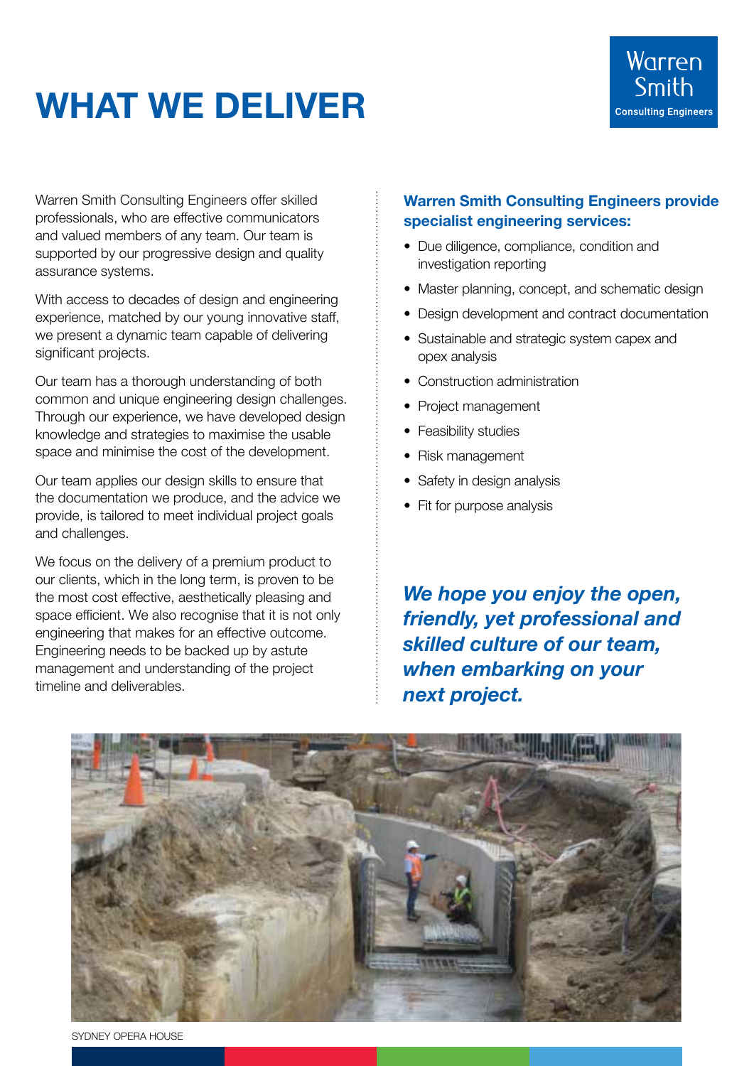# WHAT WE DELIVER

Warren Smith Consulting Engineers offer skilled professionals, who are effective communicators and valued members of any team. Our team is supported by our progressive design and quality assurance systems.

With access to decades of design and engineering experience, matched by our young innovative staff, we present a dynamic team capable of delivering significant projects.

Our team has a thorough understanding of both common and unique engineering design challenges. Through our experience, we have developed design knowledge and strategies to maximise the usable space and minimise the cost of the development.

Our team applies our design skills to ensure that the documentation we produce, and the advice we provide, is tailored to meet individual project goals and challenges.

We focus on the delivery of a premium product to our clients, which in the long term, is proven to be the most cost effective, aesthetically pleasing and space efficient. We also recognise that it is not only engineering that makes for an effective outcome. Engineering needs to be backed up by astute management and understanding of the project timeline and deliverables.

**Warren Smith Consulting Engineers provide specialist engineering services:**

- Due diligence, compliance, condition and investigation reporting
- Master planning, concept, and schematic design
- Design development and contract documentation
- Sustainable and strategic system capex and opex analysis
- Construction administration
- Project management
- Feasibility studies
- Risk management
- Safety in design analysis
- Fit for purpose analysis

***We hope you enjoy the open, friendly, yet professional and skilled culture of our team, when embarking on your next project.***

SYDNEY OPERA HOUSE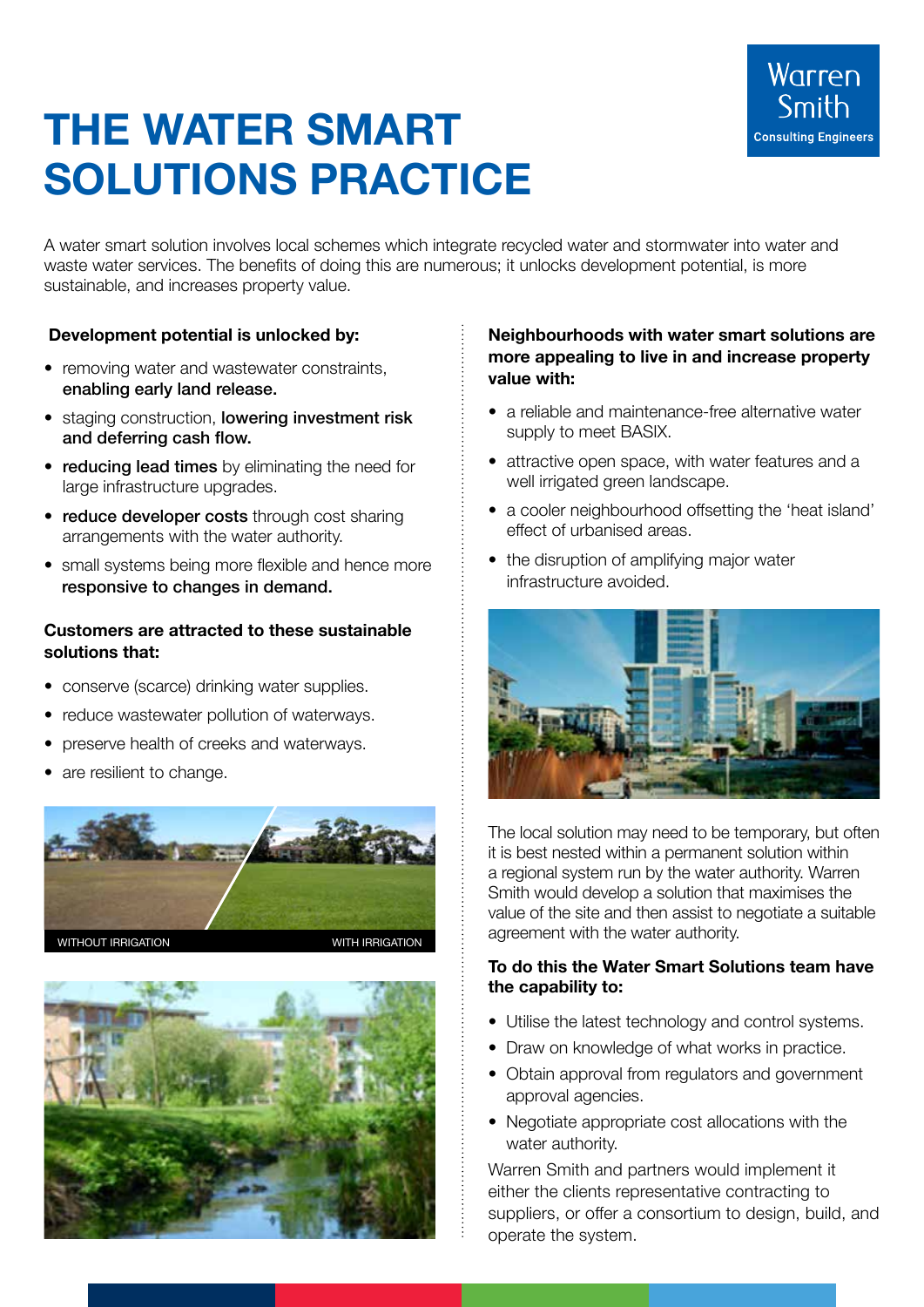Warren Smith
Consulting Engineers

# THE WATER SMART SOLUTIONS PRACTICE

A water smart solution involves local schemes which integrate recycled water and stormwater into water and waste water services. The benefits of doing this are numerous; it unlocks development potential, is more sustainable, and increases property value.

**Development potential is unlocked by:**

- removing water and wastewater constraints, **enabling early land release.**
- staging construction, **lowering investment risk and deferring cash flow.**
- **reducing lead times** by eliminating the need for large infrastructure upgrades.
- **reduce developer costs** through cost sharing arrangements with the water authority.
- small systems being more flexible and hence more **responsive to changes in demand.**

**Customers are attracted to these sustainable solutions that:**

- conserve (scarce) drinking water supplies.
- reduce wastewater pollution of waterways.
- preserve health of creeks and waterways.
- are resilient to change.

WITHOUT IRRIGATION WITH IRRIGATION

**Neighbourhoods with water smart solutions are more appealing to live in and increase property value with:**

- a reliable and maintenance-free alternative water supply to meet BASIX.
- attractive open space, with water features and a well irrigated green landscape.
- a cooler neighbourhood offsetting the 'heat island' effect of urbanised areas.
- the disruption of amplifying major water infrastructure avoided.

The local solution may need to be temporary, but often it is best nested within a permanent solution within a regional system run by the water authority. Warren Smith would develop a solution that maximises the value of the site and then assist to negotiate a suitable agreement with the water authority.

**To do this the Water Smart Solutions team have the capability to:**

- Utilise the latest technology and control systems.
- Draw on knowledge of what works in practice.
- Obtain approval from regulators and government approval agencies.
- Negotiate appropriate cost allocations with the water authority.

Warren Smith and partners would implement it either the clients representative contracting to suppliers, or offer a consortium to design, build, and operate the system.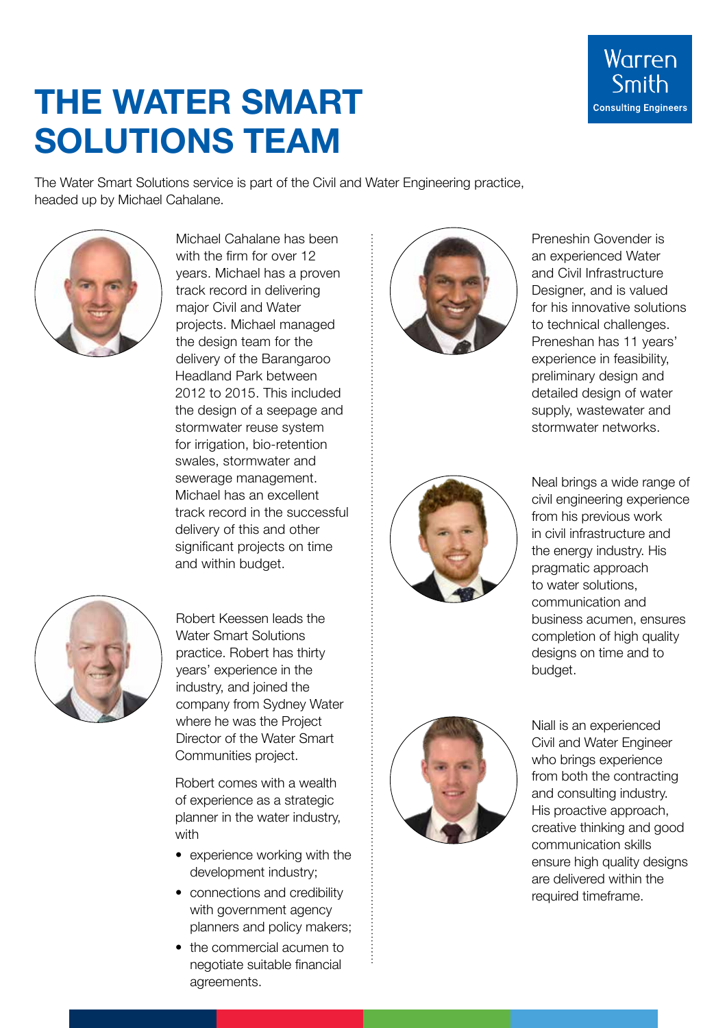# THE WATER SMART SOLUTIONS TEAM

The Water Smart Solutions service is part of the Civil and Water Engineering practice, headed up by Michael Cahalane.

Michael Cahalane has been with the firm for over 12 years. Michael has a proven track record in delivering major Civil and Water projects. Michael managed the design team for the delivery of the Barangaroo Headland Park between 2012 to 2015. This included the design of a seepage and stormwater reuse system for irrigation, bio-retention swales, stormwater and sewerage management. Michael has an excellent track record in the successful delivery of this and other significant projects on time and within budget.

Robert Keessen leads the Water Smart Solutions practice. Robert has thirty years' experience in the industry, and joined the company from Sydney Water where he was the Project Director of the Water Smart Communities project.

Robert comes with a wealth of experience as a strategic planner in the water industry, with

- experience working with the development industry;
- connections and credibility with government agency planners and policy makers;
- the commercial acumen to negotiate suitable financial agreements.

Preneshin Govender is an experienced Water and Civil Infrastructure Designer, and is valued for his innovative solutions to technical challenges. Preneshan has 11 years' experience in feasibility, preliminary design and detailed design of water supply, wastewater and stormwater networks.

Neal brings a wide range of civil engineering experience from his previous work in civil infrastructure and the energy industry. His pragmatic approach to water solutions, communication and business acumen, ensures completion of high quality designs on time and to budget.

Niall is an experienced Civil and Water Engineer who brings experience from both the contracting and consulting industry. His proactive approach, creative thinking and good communication skills ensure high quality designs are delivered within the required timeframe.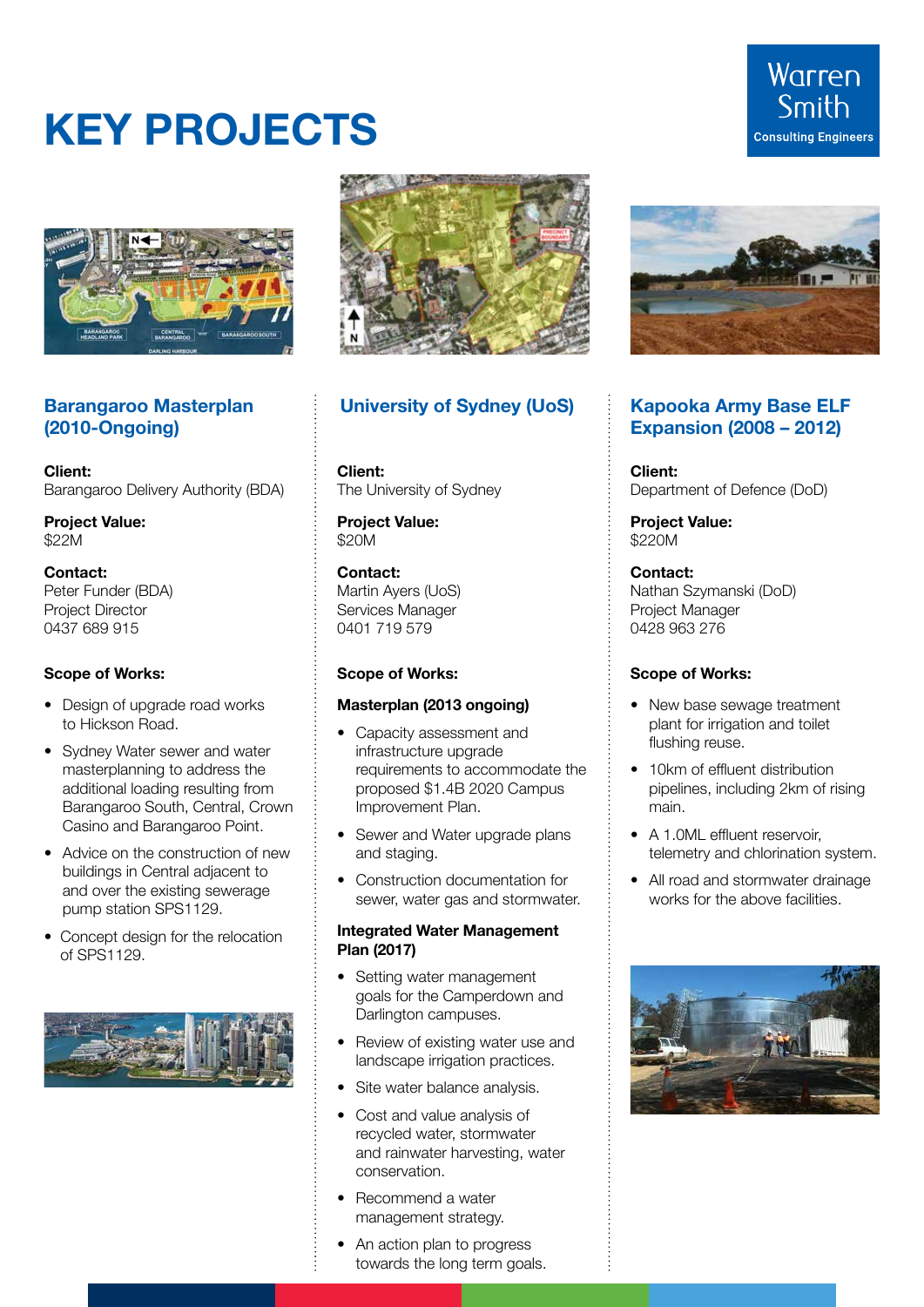# KEY PROJECTS

## Barangaroo Masterplan (2010-Ongoing)

**Client:**
Barangaroo Delivery Authority (BDA)

**Project Value:**
$22M

**Contact:**
Peter Funder (BDA)
Project Director
0437 689 915

**Scope of Works:**

- Design of upgrade road works to Hickson Road.
- Sydney Water sewer and water masterplanning to address the additional loading resulting from Barangaroo South, Central, Crown Casino and Barangaroo Point.
- Advice on the construction of new buildings in Central adjacent to and over the existing sewerage pump station SPS1129.
- Concept design for the relocation of SPS1129.

## University of Sydney (UoS)

**Client:**
The University of Sydney

**Project Value:**
$20M

**Contact:**
Martin Ayers (UoS)
Services Manager
0401 719 579

**Scope of Works:**

**Masterplan (2013 ongoing)**

- Capacity assessment and infrastructure upgrade requirements to accommodate the proposed $1.4B 2020 Campus Improvement Plan.
- Sewer and Water upgrade plans and staging.
- Construction documentation for sewer, water gas and stormwater.

**Integrated Water Management Plan (2017)**

- Setting water management goals for the Camperdown and Darlington campuses.
- Review of existing water use and landscape irrigation practices.
- Site water balance analysis.
- Cost and value analysis of recycled water, stormwater and rainwater harvesting, water conservation.
- Recommend a water management strategy.
- An action plan to progress towards the long term goals.

## Kapooka Army Base ELF Expansion (2008 – 2012)

**Client:**
Department of Defence (DoD)

**Project Value:**
$220M

**Contact:**
Nathan Szymanski (DoD)
Project Manager
0428 963 276

**Scope of Works:**

- New base sewage treatment plant for irrigation and toilet flushing reuse.
- 10km of effluent distribution pipelines, including 2km of rising main.
- A 1.0ML effluent reservoir, telemetry and chlorination system.
- All road and stormwater drainage works for the above facilities.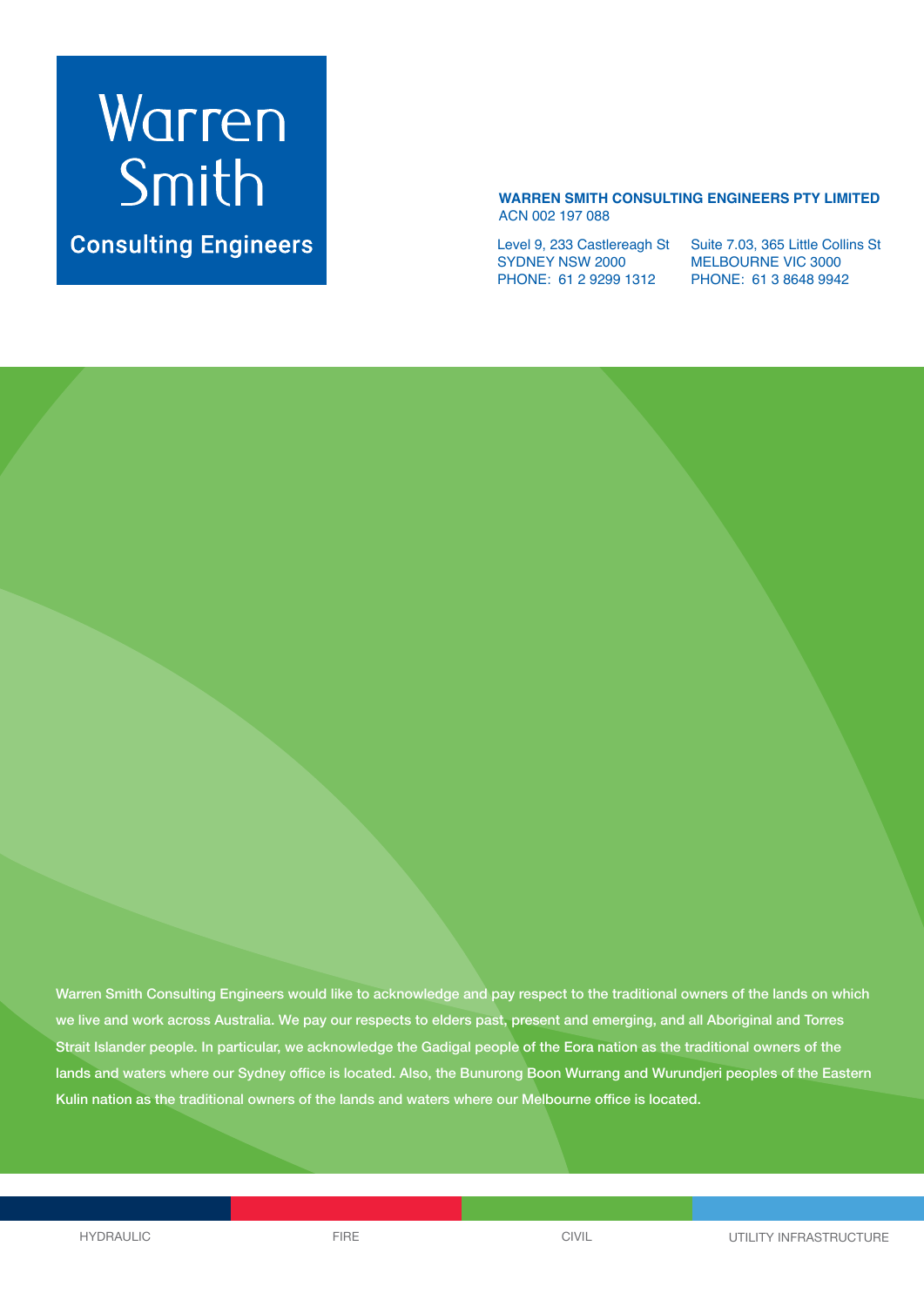Warren Smith

Consulting Engineers

**WARREN SMITH CONSULTING ENGINEERS PTY LIMITED**
ACN 002 197 088

Level 9, 233 Castlereagh St
SYDNEY NSW 2000
PHONE: 61 2 9299 1312

Suite 7.03, 365 Little Collins St
MELBOURNE VIC 3000
PHONE: 61 3 8648 9942

Warren Smith Consulting Engineers would like to acknowledge and pay respect to the traditional owners of the lands on which we live and work across Australia. We pay our respects to elders past, present and emerging, and all Aboriginal and Torres Strait Islander people. In particular, we acknowledge the Gadigal people of the Eora nation as the traditional owners of the lands and waters where our Sydney office is located. Also, the Bunurong Boon Wurrang and Wurundjeri peoples of the Eastern Kulin nation as the traditional owners of the lands and waters where our Melbourne office is located.

HYDRAULIC FIRE CIVIL UTILITY INFRASTRUCTURE